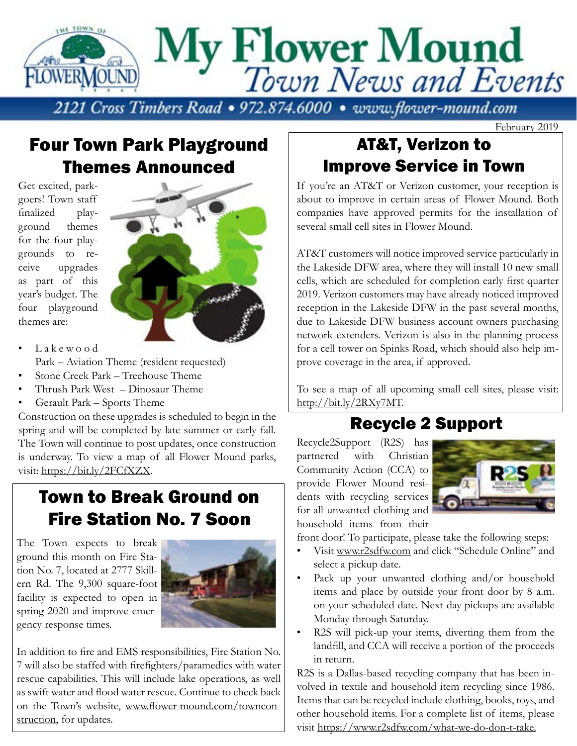# My Flower Mound
## Town News and Events

2121 Cross Timbers Road • 972.874.6000 • www.flower-mound.com

February 2019

## Four Town Park Playground Themes Announced

Get excited, park-goers! Town staff finalized playground themes for the four playgrounds to receive upgrades as part of this year's budget. The four playground themes are:

- Lakewood Park – Aviation Theme (resident requested)
- Stone Creek Park – Treehouse Theme
- Thrush Park West – Dinosaur Theme
- Gerault Park – Sports Theme

Construction on these upgrades is scheduled to begin in the spring and will be completed by late summer or early fall. The Town will continue to post updates, once construction is underway. To view a map of all Flower Mound parks, visit: https://bit.ly/2FCfXZX.

## Town to Break Ground on Fire Station No. 7 Soon

The Town expects to break ground this month on Fire Station No. 7, located at 2777 Skillern Rd. The 9,300 square-foot facility is expected to open in spring 2020 and improve emergency response times.

In addition to fire and EMS responsibilities, Fire Station No. 7 will also be staffed with firefighters/paramedics with water rescue capabilities. This will include lake operations, as well as swift water and flood water rescue. Continue to check back on the Town's website, www.flower-mound.com/townconstruction, for updates.

## AT&T, Verizon to Improve Service in Town

If you're an AT&T or Verizon customer, your reception is about to improve in certain areas of Flower Mound. Both companies have approved permits for the installation of several small cell sites in Flower Mound.

AT&T customers will notice improved service particularly in the Lakeside DFW area, where they will install 10 new small cells, which are scheduled for completion early first quarter 2019. Verizon customers may have already noticed improved reception in the Lakeside DFW in the past several months, due to Lakeside DFW business account owners purchasing network extenders. Verizon is also in the planning process for a cell tower on Spinks Road, which should also help improve coverage in the area, if approved.

To see a map of all upcoming small cell sites, please visit: http://bit.ly/2RXy7MT.

## Recycle 2 Support

Recycle2Support (R2S) has partnered with Christian Community Action (CCA) to provide Flower Mound residents with recycling services for all unwanted clothing and household items from their front door! To participate, please take the following steps:

- Visit www.r2sdfw.com and click "Schedule Online" and select a pickup date.
- Pack up your unwanted clothing and/or household items and place by outside your front door by 8 a.m. on your scheduled date. Next-day pickups are available Monday through Saturday.
- R2S will pick-up your items, diverting them from the landfill, and CCA will receive a portion of the proceeds in return.

R2S is a Dallas-based recycling company that has been involved in textile and household item recycling since 1986. Items that can be recycled include clothing, books, toys, and other household items. For a complete list of items, please visit https://www.r2sdfw.com/what-we-do-don-t-take.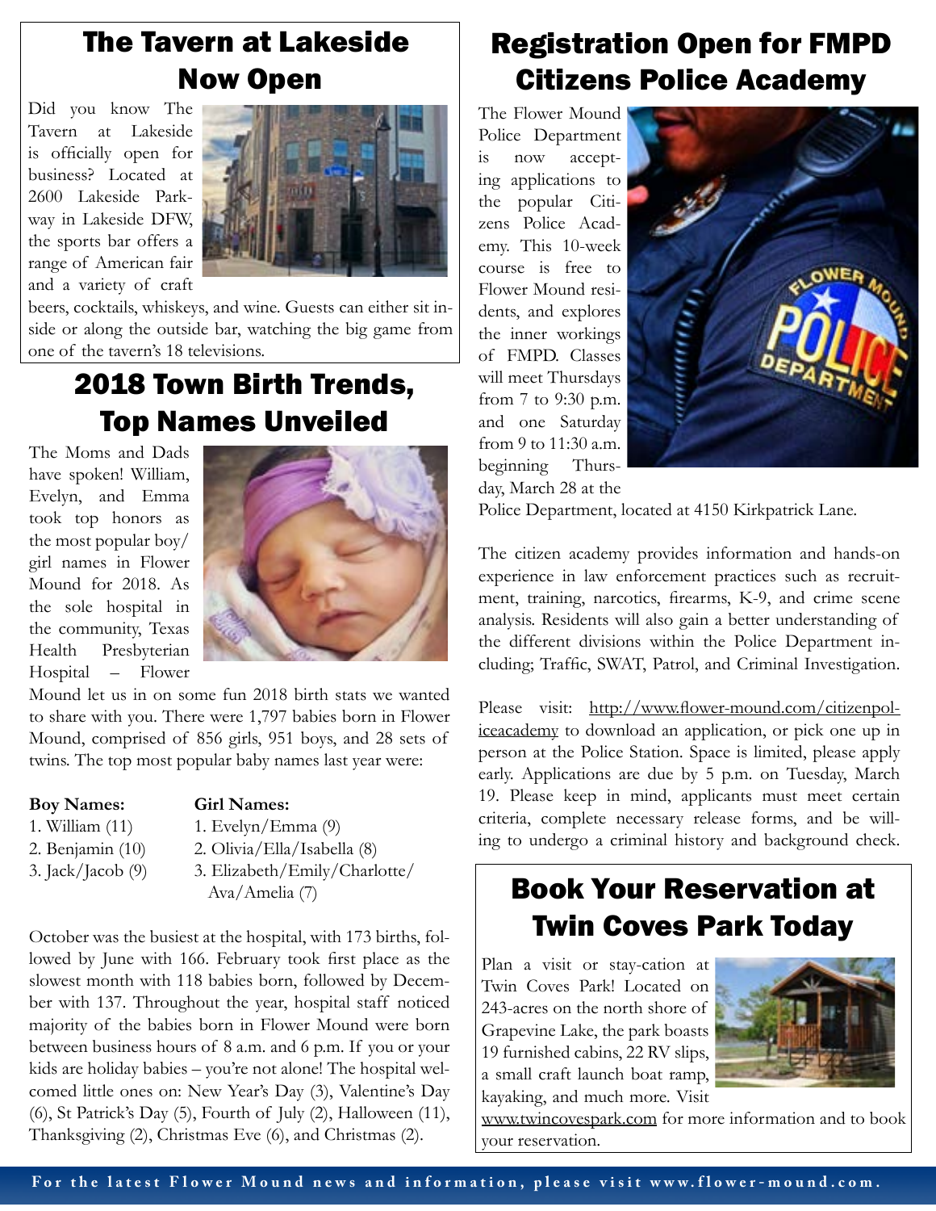## The Tavern at Lakeside Now Open

Did you know The Tavern at Lakeside is officially open for business? Located at 2600 Lakeside Parkway in Lakeside DFW, the sports bar offers a range of American fair and a variety of craft beers, cocktails, whiskeys, and wine. Guests can either sit inside or along the outside bar, watching the big game from one of the tavern's 18 televisions.

## 2018 Town Birth Trends, Top Names Unveiled

The Moms and Dads have spoken! William, Evelyn, and Emma took top honors as the most popular boy/girl names in Flower Mound for 2018. As the sole hospital in the community, Texas Health Presbyterian Hospital – Flower Mound let us in on some fun 2018 birth stats we wanted to share with you. There were 1,797 babies born in Flower Mound, comprised of 856 girls, 951 boys, and 28 sets of twins. The top most popular baby names last year were:

| Boy Names: | Girl Names: |
|---|---|
| 1. William (11) | 1. Evelyn/Emma (9) |
| 2. Benjamin (10) | 2. Olivia/Ella/Isabella (8) |
| 3. Jack/Jacob (9) | 3. Elizabeth/Emily/Charlotte/Ava/Amelia (7) |

October was the busiest at the hospital, with 173 births, followed by June with 166. February took first place as the slowest month with 118 babies born, followed by December with 137. Throughout the year, hospital staff noticed majority of the babies born in Flower Mound were born between business hours of 8 a.m. and 6 p.m. If you or your kids are holiday babies – you're not alone! The hospital welcomed little ones on: New Year's Day (3), Valentine's Day (6), St Patrick's Day (5), Fourth of July (2), Halloween (11), Thanksgiving (2), Christmas Eve (6), and Christmas (2).

## Registration Open for FMPD Citizens Police Academy

The Flower Mound Police Department is now accepting applications to the popular Citizens Police Academy. This 10-week course is free to Flower Mound residents, and explores the inner workings of FMPD. Classes will meet Thursdays from 7 to 9:30 p.m. and one Saturday from 9 to 11:30 a.m. beginning Thursday, March 28 at the Police Department, located at 4150 Kirkpatrick Lane.

The citizen academy provides information and hands-on experience in law enforcement practices such as recruitment, training, narcotics, firearms, K-9, and crime scene analysis. Residents will also gain a better understanding of the different divisions within the Police Department including; Traffic, SWAT, Patrol, and Criminal Investigation.

Please visit: http://www.flower-mound.com/citizenpoliceacademy to download an application, or pick one up in person at the Police Station. Space is limited, please apply early. Applications are due by 5 p.m. on Tuesday, March 19. Please keep in mind, applicants must meet certain criteria, complete necessary release forms, and be willing to undergo a criminal history and background check.

## Book Your Reservation at Twin Coves Park Today

Plan a visit or stay-cation at Twin Coves Park! Located on 243-acres on the north shore of Grapevine Lake, the park boasts 19 furnished cabins, 22 RV slips, a small craft launch boat ramp, kayaking, and much more. Visit www.twincovespark.com for more information and to book your reservation.

For the latest Flower Mound news and information, please visit www.flower-mound.com.